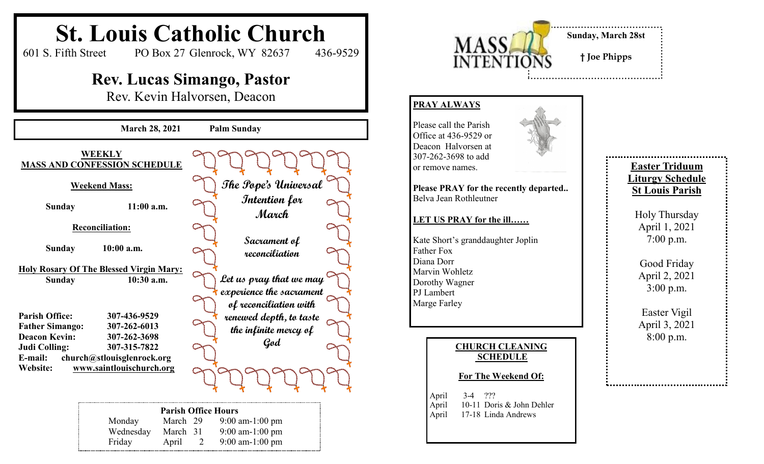# St. Louis Catholic Church

601 S. Fifth Street    PO Box 27 Glenrock, WY 82637    436-9529

## Rev. Lucas Simango, Pastor

Rev. Kevin Halvorsen, Deacon

**March 28, 2021    Palm Sunday**

**WEEKLY MASS AND CONFESSION SCHEDULE**

**Weekend Mass:**

**Sunday    11:00 a.m.**

**Reconciliation:**

**Sunday    10:00 a.m.**

**Holy Rosary Of The Blessed Virgin Mary:**
**Sunday    10:30 a.m.**

**Parish Office:** 307-436-9529
**Father Simango:** 307-262-6013
**Deacon Kevin:** 307-262-3698
**Judi Colling:** 307-315-7822
**E-mail:** church@stlouisglenrock.org
**Website:** www.saintlouischurch.org

***The Pope's Universal Intention for March***

***Sacrament of reconciliation***

***Let us pray that we may experience the sacrament of reconciliation with renewed depth, to taste the infinite mercy of God***

**Parish Office Hours**

| | | |
|---|---|---|
| Monday | March 29 | 9:00 am-1:00 pm |
| Wednesday | March 31 | 9:00 am-1:00 pm |
| Friday | April 2 | 9:00 am-1:00 pm |

**MASS INTENTIONS**

**Sunday, March 28st**

**† Joe Phipps**

**PRAY ALWAYS**

Please call the Parish Office at 436-9529 or Deacon Halvorsen at 307-262-3698 to add or remove names.

**Please PRAY for the recently departed..**
Belva Jean Rothleutner

**LET US PRAY for the ill……**

Kate Short's granddaughter Joplin
Father Fox
Diana Dorr
Marvin Wohletz
Dorothy Wagner
PJ Lambert
Marge Farley

**CHURCH CLEANING SCHEDULE**

**For The Weekend Of:**

April 3-4 ???
April 10-11 Doris & John Dehler
April 17-18 Linda Andrews

**Easter Triduum Liturgy Schedule St Louis Parish**

Holy Thursday
April 1, 2021
7:00 p.m.

Good Friday
April 2, 2021
3:00 p.m.

Easter Vigil
April 3, 2021
8:00 p.m.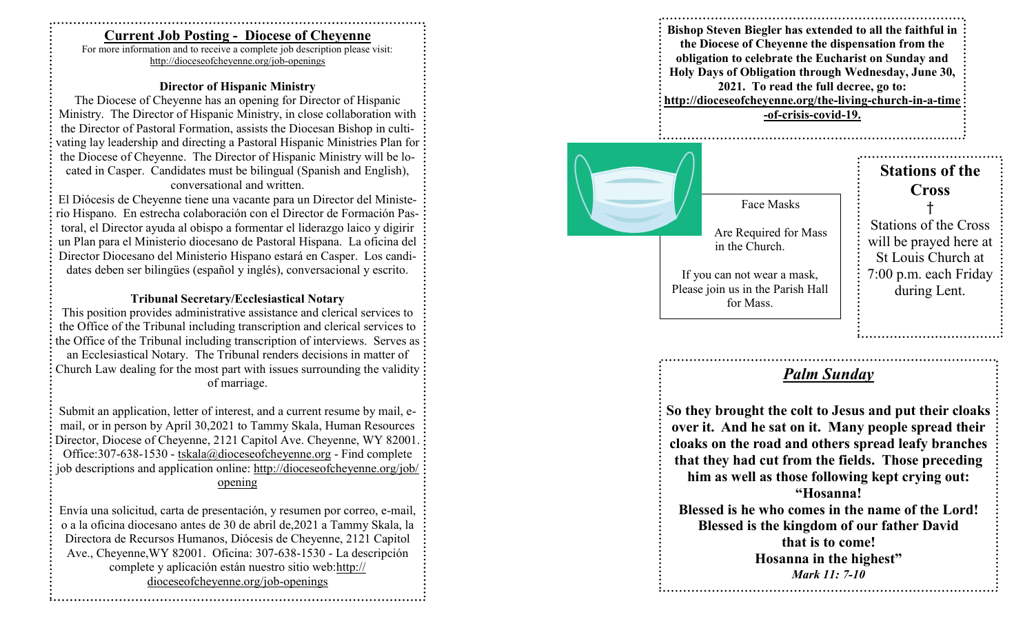## Current Job Posting - Diocese of Cheyenne

For more information and to receive a complete job description please visit: http://dioceseofcheyenne.org/job-openings

### Director of Hispanic Ministry

The Diocese of Cheyenne has an opening for Director of Hispanic Ministry. The Director of Hispanic Ministry, in close collaboration with the Director of Pastoral Formation, assists the Diocesan Bishop in cultivating lay leadership and directing a Pastoral Hispanic Ministries Plan for the Diocese of Cheyenne. The Director of Hispanic Ministry will be located in Casper. Candidates must be bilingual (Spanish and English), conversational and written.

El Diócesis de Cheyenne tiene una vacante para un Director del Ministerio Hispano. En estrecha colaboración con el Director de Formación Pastoral, el Director ayuda al obispo a formentar el liderazgo laico y digirir un Plan para el Ministerio diocesano de Pastoral Hispana. La oficina del Director Diocesano del Ministerio Hispano estará en Casper. Los candidates deben ser bilingües (español y inglés), conversacional y escrito.

### Tribunal Secretary/Ecclesiastical Notary

This position provides administrative assistance and clerical services to the Office of the Tribunal including transcription and clerical services to the Office of the Tribunal including transcription of interviews. Serves as an Ecclesiastical Notary. The Tribunal renders decisions in matter of Church Law dealing for the most part with issues surrounding the validity of marriage.

Submit an application, letter of interest, and a current resume by mail, e-mail, or in person by April 30,2021 to Tammy Skala, Human Resources Director, Diocese of Cheyenne, 2121 Capitol Ave. Cheyenne, WY 82001. Office:307-638-1530 - tskala@dioceseofcheyenne.org - Find complete job descriptions and application online: http://dioceseofcheyenne.org/job/opening

Envía una solicitud, carta de presentación, y resumen por correo, e-mail, o a la oficina diocesano antes de 30 de abril de,2021 a Tammy Skala, la Directora de Recursos Humanos, Diócesis de Cheyenne, 2121 Capitol Ave., Cheyenne,WY 82001. Oficina: 307-638-1530 - La descripción complete y aplicación están nuestro sitio web:http://dioceseofcheyenne.org/job-openings

---

**Bishop Steven Biegler has extended to all the faithful in the Diocese of Cheyenne the dispensation from the obligation to celebrate the Eucharist on Sunday and Holy Days of Obligation through Wednesday, June 30, 2021. To read the full decree, go to: http://dioceseofcheyenne.org/the-living-church-in-a-time-of-crisis-covid-19.**

---

Face Masks

Are Required for Mass in the Church.

If you can not wear a mask, Please join us in the Parish Hall for Mass.

---

## Stations of the Cross

†

Stations of the Cross will be prayed here at St Louis Church at 7:00 p.m. each Friday during Lent.

---

## *Palm Sunday*

**So they brought the colt to Jesus and put their cloaks over it. And he sat on it. Many people spread their cloaks on the road and others spread leafy branches that they had cut from the fields. Those preceding him as well as those following kept crying out:**

**"Hosanna!**

**Blessed is he who comes in the name of the Lord!**

**Blessed is the kingdom of our father David**

**that is to come!**

**Hosanna in the highest"**

***Mark 11: 7-10***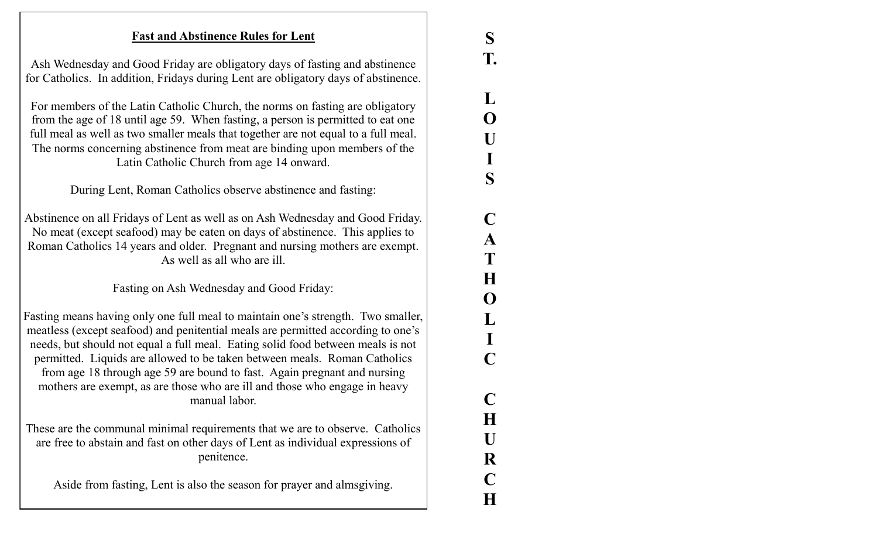## Fast and Abstinence Rules for Lent

Ash Wednesday and Good Friday are obligatory days of fasting and abstinence for Catholics. In addition, Fridays during Lent are obligatory days of abstinence.

For members of the Latin Catholic Church, the norms on fasting are obligatory from the age of 18 until age 59. When fasting, a person is permitted to eat one full meal as well as two smaller meals that together are not equal to a full meal. The norms concerning abstinence from meat are binding upon members of the Latin Catholic Church from age 14 onward.

During Lent, Roman Catholics observe abstinence and fasting:

Abstinence on all Fridays of Lent as well as on Ash Wednesday and Good Friday. No meat (except seafood) may be eaten on days of abstinence. This applies to Roman Catholics 14 years and older. Pregnant and nursing mothers are exempt. As well as all who are ill.

Fasting on Ash Wednesday and Good Friday:

Fasting means having only one full meal to maintain one's strength. Two smaller, meatless (except seafood) and penitential meals are permitted according to one's needs, but should not equal a full meal. Eating solid food between meals is not permitted. Liquids are allowed to be taken between meals. Roman Catholics from age 18 through age 59 are bound to fast. Again pregnant and nursing mothers are exempt, as are those who are ill and those who engage in heavy manual labor.

These are the communal minimal requirements that we are to observe. Catholics are free to abstain and fast on other days of Lent as individual expressions of penitence.

Aside from fasting, Lent is also the season for prayer and almsgiving.

**ST. LOUIS CATHOLIC CHURCH**